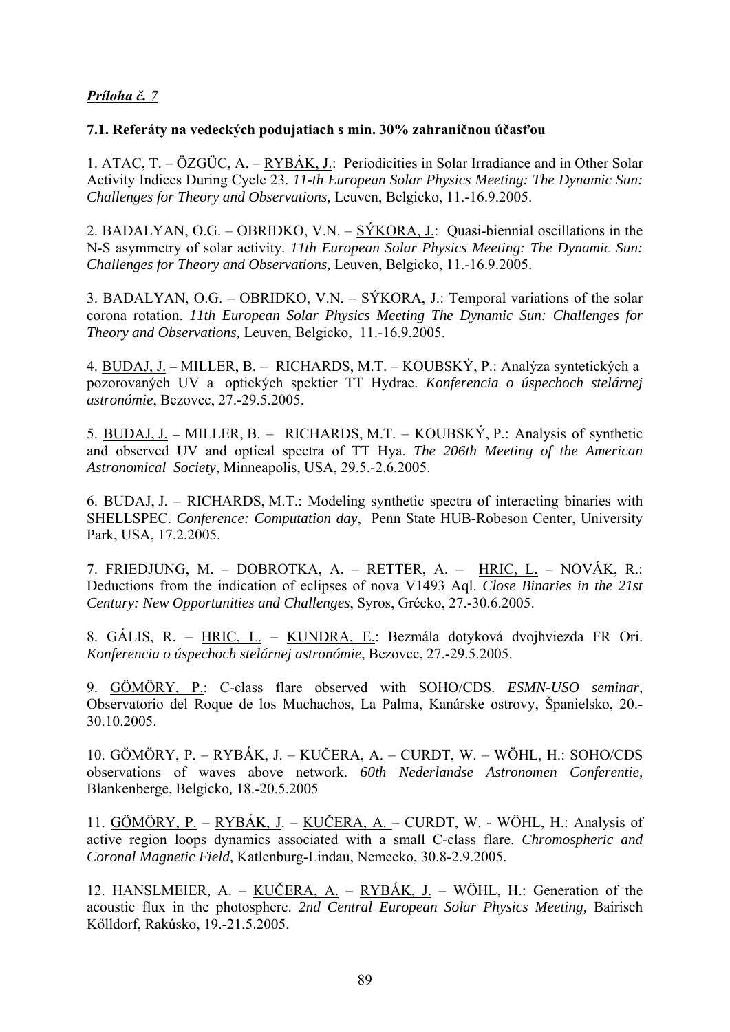***Príloha č. 7***

**7.1. Referáty na vedeckých podujatiach s min. 30% zahraničnou účasťou**

1. ATAC, T. – ÖZGÜC, A. – RYBÁK, J.: Periodicities in Solar Irradiance and in Other Solar Activity Indices During Cycle 23. *11-th European Solar Physics Meeting: The Dynamic Sun: Challenges for Theory and Observations,* Leuven, Belgicko, 11.-16.9.2005.

2. BADALYAN, O.G. – OBRIDKO, V.N. – SÝKORA, J.: Quasi-biennial oscillations in the N-S asymmetry of solar activity. *11th European Solar Physics Meeting: The Dynamic Sun: Challenges for Theory and Observations,* Leuven, Belgicko, 11.-16.9.2005.

3. BADALYAN, O.G. – OBRIDKO, V.N. – SÝKORA, J.: Temporal variations of the solar corona rotation. *11th European Solar Physics Meeting The Dynamic Sun: Challenges for Theory and Observations,* Leuven, Belgicko, 11.-16.9.2005.

4. BUDAJ, J. – MILLER, B. – RICHARDS, M.T. – KOUBSKÝ, P.: Analýza syntetických a pozorovaných UV a optických spektier TT Hydrae. *Konferencia o úspechoch stelárnej astronómie*, Bezovec, 27.-29.5.2005.

5. BUDAJ, J. – MILLER, B. – RICHARDS, M.T. – KOUBSKÝ, P.: Analysis of synthetic and observed UV and optical spectra of TT Hya. *The 206th Meeting of the American Astronomical Society*, Minneapolis, USA, 29.5.-2.6.2005.

6. BUDAJ, J. – RICHARDS, M.T.: Modeling synthetic spectra of interacting binaries with SHELLSPEC. *Conference: Computation day*, Penn State HUB-Robeson Center, University Park, USA, 17.2.2005.

7. FRIEDJUNG, M. – DOBROTKA, A. – RETTER, A. – HRIC, L. – NOVÁK, R.: Deductions from the indication of eclipses of nova V1493 Aql. *Close Binaries in the 21st Century: New Opportunities and Challenges*, Syros, Grécko, 27.-30.6.2005.

8. GÁLIS, R. – HRIC, L. – KUNDRA, E.: Bezmála dotyková dvojhviezda FR Ori. *Konferencia o úspechoch stelárnej astronómie*, Bezovec, 27.-29.5.2005.

9. GÖMÖRY, P.: C-class flare observed with SOHO/CDS. *ESMN-USO seminar*, Observatorio del Roque de los Muchachos, La Palma, Kanárske ostrovy, Španielsko, 20.-30.10.2005.

10. GÖMÖRY, P. – RYBÁK, J. – KUČERA, A. – CURDT, W. – WÖHL, H.: SOHO/CDS observations of waves above network. *60th Nederlandse Astronomen Conferentie,* Blankenberge, Belgicko, 18.-20.5.2005

11. GÖMÖRY, P. – RYBÁK, J. – KUČERA, A. – CURDT, W. - WÖHL, H.: Analysis of active region loops dynamics associated with a small C-class flare. *Chromospheric and Coronal Magnetic Field,* Katlenburg-Lindau, Nemecko, 30.8-2.9.2005.

12. HANSLMEIER, A. – KUČERA, A. – RYBÁK, J. – WÖHL, H.: Generation of the acoustic flux in the photosphere. *2nd Central European Solar Physics Meeting,* Bairisch Kőlldorf, Rakúsko, 19.-21.5.2005.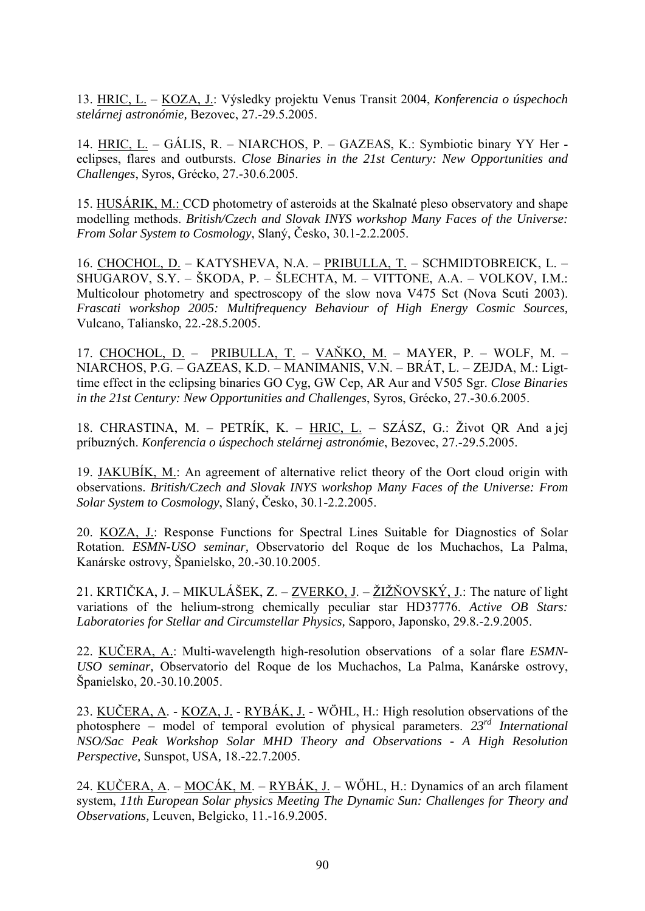13. HRIC, L. – KOZA, J.: Výsledky projektu Venus Transit 2004, *Konferencia o úspechoch stelárnej astronómie,* Bezovec, 27.-29.5.2005.

14. HRIC, L. – GÁLIS, R. – NIARCHOS, P. – GAZEAS, K.: Symbiotic binary YY Her - eclipses, flares and outbursts. *Close Binaries in the 21st Century: New Opportunities and Challenges*, Syros, Grécko, 27.-30.6.2005.

15. HUSÁRIK, M.: CCD photometry of asteroids at the Skalnaté pleso observatory and shape modelling methods. *British/Czech and Slovak INYS workshop Many Faces of the Universe: From Solar System to Cosmology*, Slaný, Česko, 30.1-2.2.2005.

16. CHOCHOL, D. – KATYSHEVA, N.A. – PRIBULLA, T. – SCHMIDTOBREICK, L. – SHUGAROV, S.Y. – ŠKODA, P. – ŠLECHTA, M. – VITTONE, A.A. – VOLKOV, I.M.: Multicolour photometry and spectroscopy of the slow nova V475 Sct (Nova Scuti 2003). *Frascati workshop 2005: Multifrequency Behaviour of High Energy Cosmic Sources,* Vulcano, Taliansko, 22.-28.5.2005.

17. CHOCHOL, D. – PRIBULLA, T. – VAŇKO, M. – MAYER, P. – WOLF, M. – NIARCHOS, P.G. – GAZEAS, K.D. – MANIMANIS, V.N. – BRÁT, L. – ZEJDA, M.: Ligt-time effect in the eclipsing binaries GO Cyg, GW Cep, AR Aur and V505 Sgr. *Close Binaries in the 21st Century: New Opportunities and Challenges*, Syros, Grécko, 27.-30.6.2005.

18. CHRASTINA, M. – PETRÍK, K. – HRIC, L. – SZÁSZ, G.: Život QR And a jej príbuzných. *Konferencia o úspechoch stelárnej astronómie*, Bezovec, 27.-29.5.2005.

19. JAKUBÍK, M.: An agreement of alternative relict theory of the Oort cloud origin with observations. *British/Czech and Slovak INYS workshop Many Faces of the Universe: From Solar System to Cosmology*, Slaný, Česko, 30.1-2.2.2005.

20. KOZA, J.: Response Functions for Spectral Lines Suitable for Diagnostics of Solar Rotation. *ESMN-USO seminar,* Observatorio del Roque de los Muchachos, La Palma, Kanárske ostrovy, Španielsko, 20.-30.10.2005.

21. KRTIČKA, J. – MIKULÁŠEK, Z. – ZVERKO, J. – ŽIŽŇOVSKÝ, J.: The nature of light variations of the helium-strong chemically peculiar star HD37776. *Active OB Stars: Laboratories for Stellar and Circumstellar Physics,* Sapporo, Japonsko, 29.8.-2.9.2005.

22. KUČERA, A.: Multi-wavelength high-resolution observations of a solar flare *ESMN-USO seminar,* Observatorio del Roque de los Muchachos, La Palma, Kanárske ostrovy, Španielsko, 20.-30.10.2005.

23. KUČERA, A. - KOZA, J. - RYBÁK, J. - WÖHL, H.: High resolution observations of the photosphere – model of temporal evolution of physical parameters. *23rd International NSO/Sac Peak Workshop Solar MHD Theory and Observations - A High Resolution Perspective,* Sunspot, USA, 18.-22.7.2005.

24. KUČERA, A. – MOCÁK, M. – RYBÁK, J. – WŐHL, H.: Dynamics of an arch filament system, *11th European Solar physics Meeting The Dynamic Sun: Challenges for Theory and Observations,* Leuven, Belgicko, 11.-16.9.2005.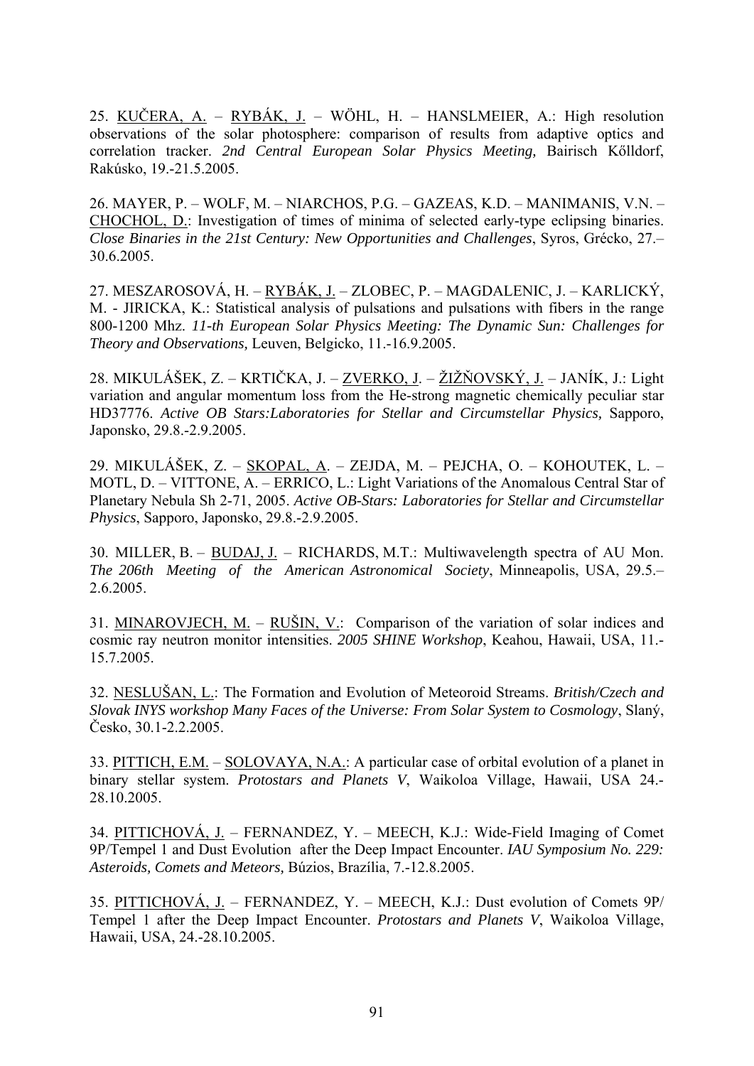25. <u>KUČERA, A.</u> – <u>RYBÁK, J.</u> – WÖHL, H. – HANSLMEIER, A.: High resolution observations of the solar photosphere: comparison of results from adaptive optics and correlation tracker. *2nd Central European Solar Physics Meeting,* Bairisch Kőlldorf, Rakúsko, 19.-21.5.2005.

26. MAYER, P. – WOLF, M. – NIARCHOS, P.G. – GAZEAS, K.D. – MANIMANIS, V.N. – <u>CHOCHOL, D.</u>: Investigation of times of minima of selected early-type eclipsing binaries. *Close Binaries in the 21st Century: New Opportunities and Challenges*, Syros, Grécko, 27.–30.6.2005.

27. MESZAROSOVÁ, H. – <u>RYBÁK, J.</u> – ZLOBEC, P. – MAGDALENIC, J. – KARLICKÝ, M. - JIRICKA, K.: Statistical analysis of pulsations and pulsations with fibers in the range 800-1200 Mhz. *11-th European Solar Physics Meeting: The Dynamic Sun: Challenges for Theory and Observations,* Leuven, Belgicko, 11.-16.9.2005.

28. MIKULÁŠEK, Z. – KRTIČKA, J. – <u>ZVERKO, J</u>. – <u>ŽIŽŇOVSKÝ, J.</u> – JANÍK, J.: Light variation and angular momentum loss from the He-strong magnetic chemically peculiar star HD37776. *Active OB Stars:Laboratories for Stellar and Circumstellar Physics,* Sapporo, Japonsko, 29.8.-2.9.2005.

29. MIKULÁŠEK, Z. – <u>SKOPAL, A</u>. – ZEJDA, M. – PEJCHA, O. – KOHOUTEK, L. – MOTL, D. – VITTONE, A. – ERRICO, L.: Light Variations of the Anomalous Central Star of Planetary Nebula Sh 2-71, 2005. *Active OB-Stars: Laboratories for Stellar and Circumstellar Physics*, Sapporo, Japonsko, 29.8.-2.9.2005.

30. MILLER, B. – <u>BUDAJ, J.</u> – RICHARDS, M.T.: Multiwavelength spectra of AU Mon. *The 206th Meeting of the American Astronomical Society*, Minneapolis, USA, 29.5.–2.6.2005.

31. <u>MINAROVJECH, M.</u> – <u>RUŠIN, V.</u>: Comparison of the variation of solar indices and cosmic ray neutron monitor intensities. *2005 SHINE Workshop*, Keahou, Hawaii, USA, 11.-15.7.2005.

32. <u>NESLUŠAN, L.</u>: The Formation and Evolution of Meteoroid Streams. *British/Czech and Slovak INYS workshop Many Faces of the Universe: From Solar System to Cosmology*, Slaný, Česko, 30.1-2.2.2005.

33. <u>PITTICH, E.M.</u> – <u>SOLOVAYA, N.A.</u>: A particular case of orbital evolution of a planet in binary stellar system. *Protostars and Planets V*, Waikoloa Village, Hawaii, USA 24.-28.10.2005.

34. <u>PITTICHOVÁ, J.</u> – FERNANDEZ, Y. – MEECH, K.J.: Wide-Field Imaging of Comet 9P/Tempel 1 and Dust Evolution after the Deep Impact Encounter. *IAU Symposium No. 229: Asteroids, Comets and Meteors,* Búzios, Brazília, 7.-12.8.2005.

35. <u>PITTICHOVÁ, J.</u> – FERNANDEZ, Y. – MEECH, K.J.: Dust evolution of Comets 9P/ Tempel 1 after the Deep Impact Encounter. *Protostars and Planets V*, Waikoloa Village, Hawaii, USA, 24.-28.10.2005.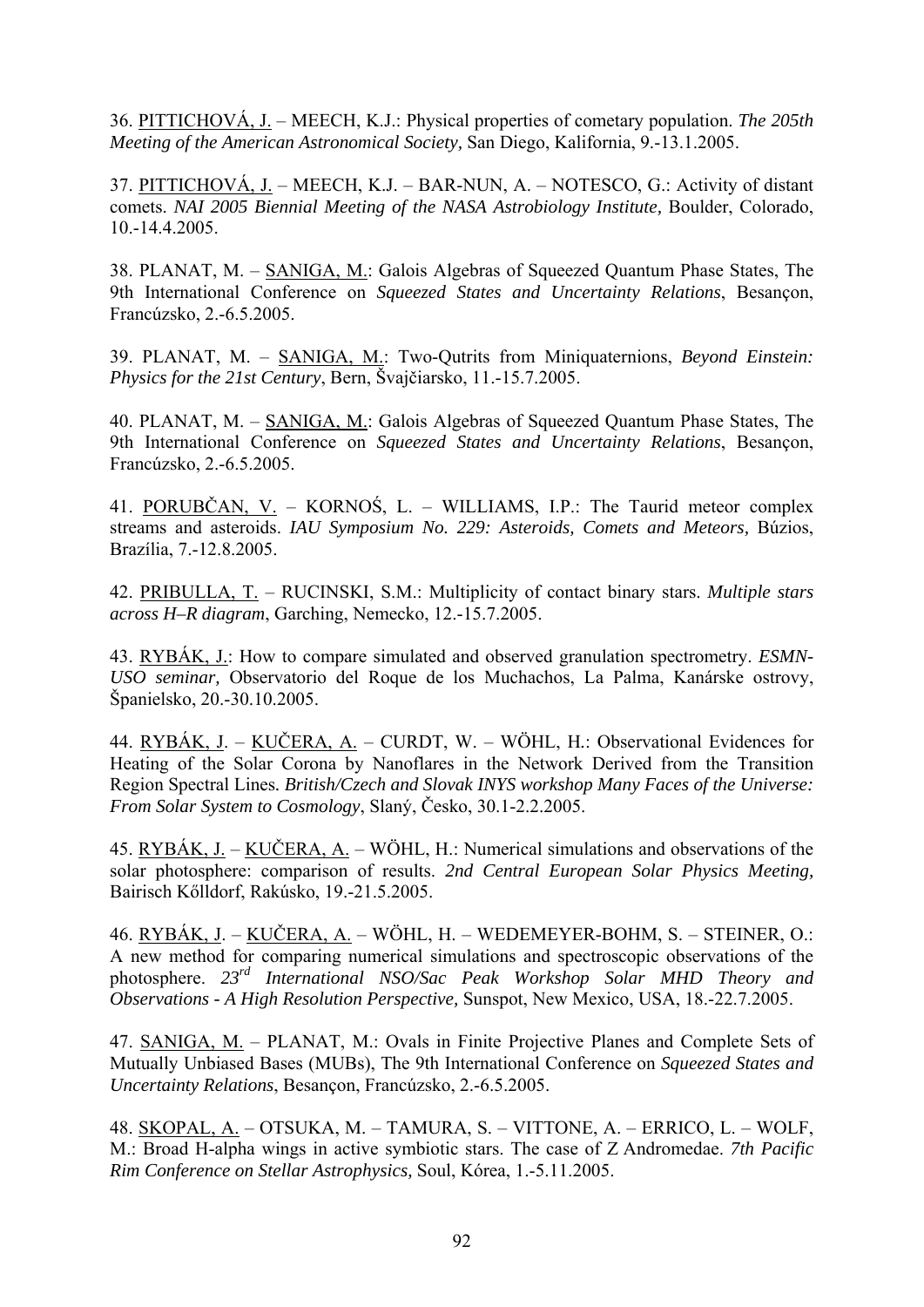36. PITTICHOVÁ, J. – MEECH, K.J.: Physical properties of cometary population. *The 205th Meeting of the American Astronomical Society,* San Diego, Kalifornia, 9.-13.1.2005.

37. PITTICHOVÁ, J. – MEECH, K.J. – BAR-NUN, A. – NOTESCO, G.: Activity of distant comets. *NAI 2005 Biennial Meeting of the NASA Astrobiology Institute,* Boulder, Colorado, 10.-14.4.2005.

38. PLANAT, M. – SANIGA, M.: Galois Algebras of Squeezed Quantum Phase States, The 9th International Conference on *Squeezed States and Uncertainty Relations*, Besançon, Francúzsko, 2.-6.5.2005.

39. PLANAT, M. – SANIGA, M.: Two-Qutrits from Miniquaternions, *Beyond Einstein: Physics for the 21st Century*, Bern, Švajčiarsko, 11.-15.7.2005.

40. PLANAT, M. – SANIGA, M.: Galois Algebras of Squeezed Quantum Phase States, The 9th International Conference on *Squeezed States and Uncertainty Relations*, Besançon, Francúzsko, 2.-6.5.2005.

41. PORUBČAN, V. – KORNOŚ, L. – WILLIAMS, I.P.: The Taurid meteor complex streams and asteroids. *IAU Symposium No. 229: Asteroids, Comets and Meteors,* Búzios, Brazília, 7.-12.8.2005.

42. PRIBULLA, T. – RUCINSKI, S.M.: Multiplicity of contact binary stars. *Multiple stars across H–R diagram*, Garching, Nemecko, 12.-15.7.2005.

43. RYBÁK, J.: How to compare simulated and observed granulation spectrometry. *ESMN-USO seminar,* Observatorio del Roque de los Muchachos, La Palma, Kanárske ostrovy, Španielsko, 20.-30.10.2005.

44. RYBÁK, J. – KUČERA, A. – CURDT, W. – WÖHL, H.: Observational Evidences for Heating of the Solar Corona by Nanoflares in the Network Derived from the Transition Region Spectral Lines. *British/Czech and Slovak INYS workshop Many Faces of the Universe: From Solar System to Cosmology*, Slaný, Česko, 30.1-2.2.2005.

45. RYBÁK, J. – KUČERA, A. – WÖHL, H.: Numerical simulations and observations of the solar photosphere: comparison of results. *2nd Central European Solar Physics Meeting,* Bairisch Kőlldorf, Rakúsko, 19.-21.5.2005.

46. RYBÁK, J. – KUČERA, A. – WÖHL, H. – WEDEMEYER-BOHM, S. – STEINER, O.: A new method for comparing numerical simulations and spectroscopic observations of the photosphere. *23rd International NSO/Sac Peak Workshop Solar MHD Theory and Observations - A High Resolution Perspective,* Sunspot, New Mexico, USA, 18.-22.7.2005.

47. SANIGA, M. – PLANAT, M.: Ovals in Finite Projective Planes and Complete Sets of Mutually Unbiased Bases (MUBs), The 9th International Conference on *Squeezed States and Uncertainty Relations*, Besançon, Francúzsko, 2.-6.5.2005.

48. SKOPAL, A. – OTSUKA, M. – TAMURA, S. – VITTONE, A. – ERRICO, L. – WOLF, M.: Broad H-alpha wings in active symbiotic stars. The case of Z Andromedae. *7th Pacific Rim Conference on Stellar Astrophysics,* Soul, Kórea, 1.-5.11.2005.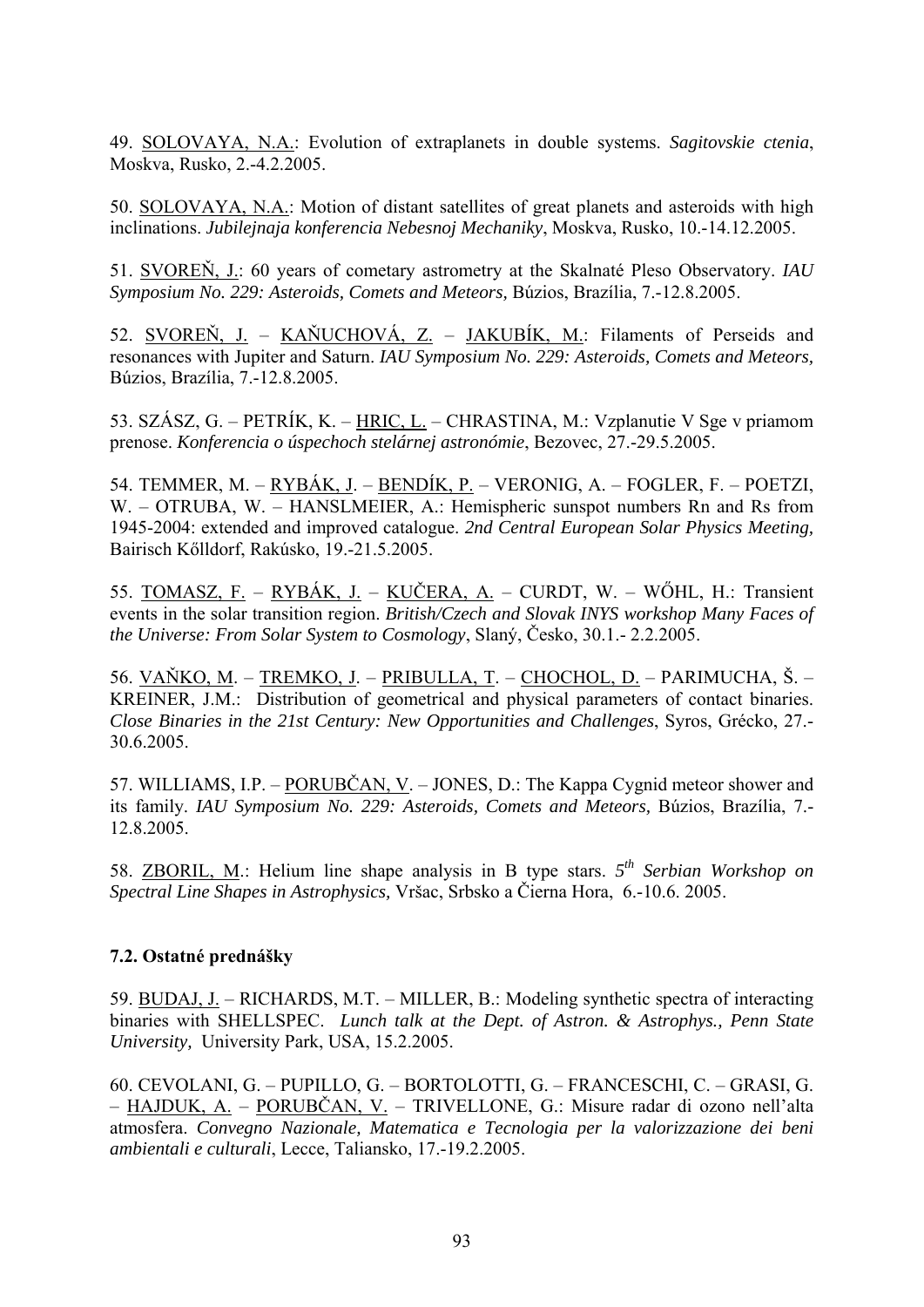49. SOLOVAYA, N.A.: Evolution of extraplanets in double systems. *Sagitovskie ctenia*, Moskva, Rusko, 2.-4.2.2005.

50. SOLOVAYA, N.A.: Motion of distant satellites of great planets and asteroids with high inclinations. *Jubilejnaja konferencia Nebesnoj Mechaniky*, Moskva, Rusko, 10.-14.12.2005.

51. SVOREŇ, J.: 60 years of cometary astrometry at the Skalnaté Pleso Observatory. *IAU Symposium No. 229: Asteroids, Comets and Meteors,* Búzios, Brazília, 7.-12.8.2005.

52. SVOREŇ, J. – KAŇUCHOVÁ, Z. – JAKUBÍK, M.: Filaments of Perseids and resonances with Jupiter and Saturn. *IAU Symposium No. 229: Asteroids, Comets and Meteors,* Búzios, Brazília, 7.-12.8.2005.

53. SZÁSZ, G. – PETRÍK, K. – HRIC, L. – CHRASTINA, M.: Vzplanutie V Sge v priamom prenose. *Konferencia o úspechoch stelárnej astronómie*, Bezovec, 27.-29.5.2005.

54. TEMMER, M. – RYBÁK, J. – BENDÍK, P. – VERONIG, A. – FOGLER, F. – POETZI, W. – OTRUBA, W. – HANSLMEIER, A.: Hemispheric sunspot numbers Rn and Rs from 1945-2004: extended and improved catalogue. *2nd Central European Solar Physics Meeting,* Bairisch Kőlldorf, Rakúsko, 19.-21.5.2005.

55. TOMASZ, F. – RYBÁK, J. – KUČERA, A. – CURDT, W. – WŐHL, H.: Transient events in the solar transition region. *British/Czech and Slovak INYS workshop Many Faces of the Universe: From Solar System to Cosmology*, Slaný, Česko, 30.1.- 2.2.2005.

56. VAŇKO, M. – TREMKO, J. – PRIBULLA, T. – CHOCHOL, D. – PARIMUCHA, Š. – KREINER, J.M.: Distribution of geometrical and physical parameters of contact binaries. *Close Binaries in the 21st Century: New Opportunities and Challenges*, Syros, Grécko, 27.-30.6.2005.

57. WILLIAMS, I.P. – PORUBČAN, V. – JONES, D.: The Kappa Cygnid meteor shower and its family. *IAU Symposium No. 229: Asteroids, Comets and Meteors,* Búzios, Brazília, 7.-12.8.2005.

58. ZBORIL, M.: Helium line shape analysis in B type stars. *5th Serbian Workshop on Spectral Line Shapes in Astrophysics,* Vršac, Srbsko a Čierna Hora, 6.-10.6. 2005.

### 7.2. Ostatné prednášky

59. BUDAJ, J. – RICHARDS, M.T. – MILLER, B.: Modeling synthetic spectra of interacting binaries with SHELLSPEC. *Lunch talk at the Dept. of Astron. & Astrophys., Penn State University,* University Park, USA, 15.2.2005.

60. CEVOLANI, G. – PUPILLO, G. – BORTOLOTTI, G. – FRANCESCHI, C. – GRASI, G. – HAJDUK, A. – PORUBČAN, V. – TRIVELLONE, G.: Misure radar di ozono nell'alta atmosfera. *Convegno Nazionale, Matematica e Tecnologia per la valorizzazione dei beni ambientali e culturali*, Lecce, Taliansko, 17.-19.2.2005.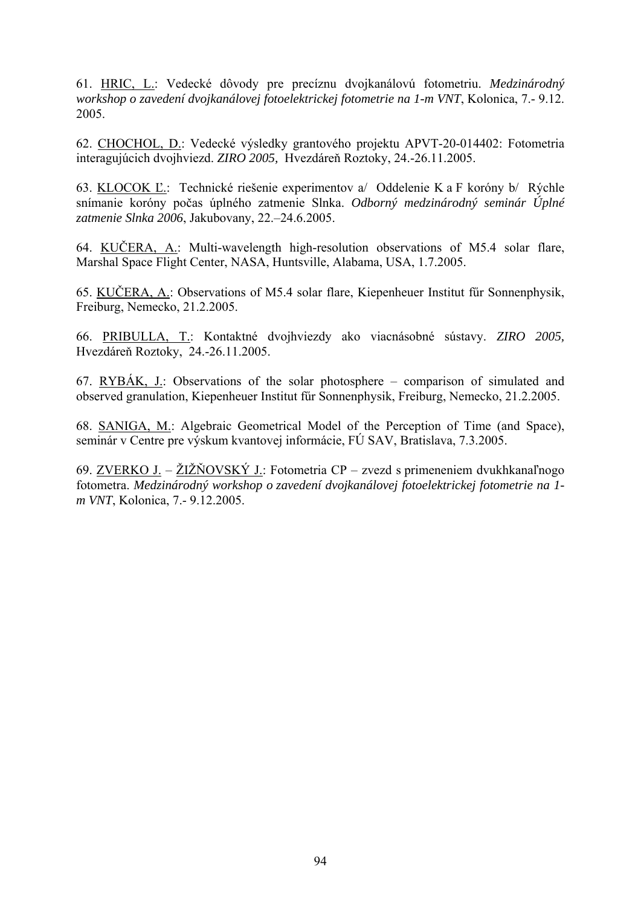61. HRIC, L.: Vedecké dôvody pre precíznu dvojkanálovú fotometriu. *Medzinárodný workshop o zavedení dvojkanálovej fotoelektrickej fotometrie na 1-m VNT*, Kolonica, 7.- 9.12. 2005.

62. CHOCHOL, D.: Vedecké výsledky grantového projektu APVT-20-014402: Fotometria interagujúcich dvojhviezd. *ZIRO 2005,* Hvezdáreň Roztoky, 24.-26.11.2005.

63. KLOCOK Ľ.: Technické riešenie experimentov a/ Oddelenie K a F koróny b/ Rýchle snímanie koróny počas úplného zatmenie Slnka. *Odborný medzinárodný seminár Úplné zatmenie Slnka 2006*, Jakubovany, 22.–24.6.2005.

64. KUČERA, A.: Multi-wavelength high-resolution observations of M5.4 solar flare, Marshal Space Flight Center, NASA, Huntsville, Alabama, USA, 1.7.2005.

65. KUČERA, A.: Observations of M5.4 solar flare, Kiepenheuer Institut fűr Sonnenphysik, Freiburg, Nemecko, 21.2.2005.

66. PRIBULLA, T.: Kontaktné dvojhviezdy ako viacnásobné sústavy. *ZIRO 2005,* Hvezdáreň Roztoky, 24.-26.11.2005.

67. RYBÁK, J.: Observations of the solar photosphere – comparison of simulated and observed granulation, Kiepenheuer Institut fűr Sonnenphysik, Freiburg, Nemecko, 21.2.2005.

68. SANIGA, M.: Algebraic Geometrical Model of the Perception of Time (and Space), seminár v Centre pre výskum kvantovej informácie, FÚ SAV, Bratislava, 7.3.2005.

69. ZVERKO J. – ŽIŽŇOVSKÝ J.: Fotometria CP – zvezd s primeneniem dvukhkanaľnogo fotometra. *Medzinárodný workshop o zavedení dvojkanálovej fotoelektrickej fotometrie na 1-m VNT*, Kolonica, 7.- 9.12.2005.